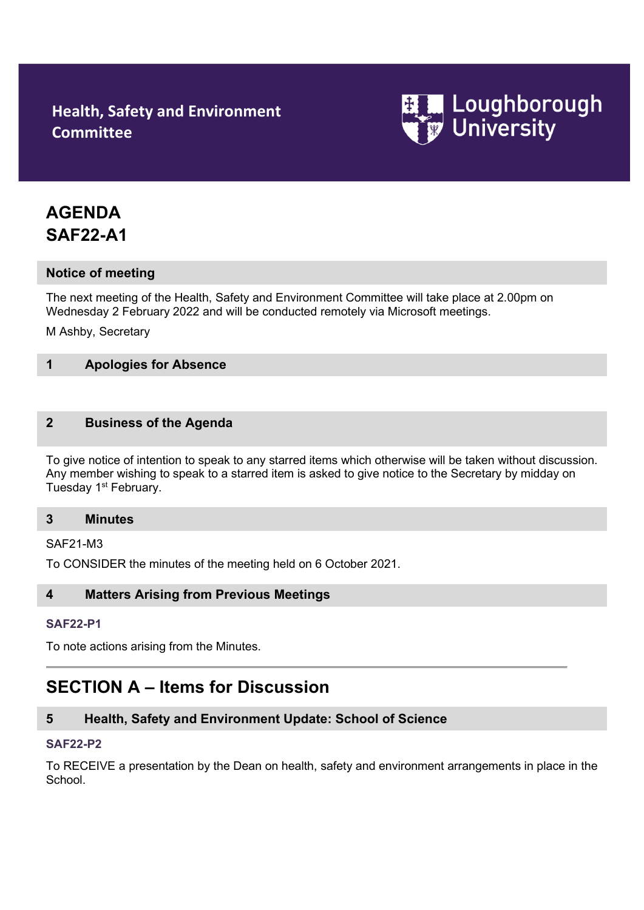**Health, Safety and Environment Committee**

**Loughborough University**

# AGENDA
# SAF22-A1

## Notice of meeting

The next meeting of the Health, Safety and Environment Committee will take place at 2.00pm on Wednesday 2 February 2022 and will be conducted remotely via Microsoft meetings.

M Ashby, Secretary

## 1 Apologies for Absence

## 2 Business of the Agenda

To give notice of intention to speak to any starred items which otherwise will be taken without discussion. Any member wishing to speak to a starred item is asked to give notice to the Secretary by midday on Tuesday 1st February.

## 3 Minutes

SAF21-M3

To CONSIDER the minutes of the meeting held on 6 October 2021.

## 4 Matters Arising from Previous Meetings

**SAF22-P1**

To note actions arising from the Minutes.

---

# SECTION A – Items for Discussion

## 5 Health, Safety and Environment Update: School of Science

**SAF22-P2**

To RECEIVE a presentation by the Dean on health, safety and environment arrangements in place in the School.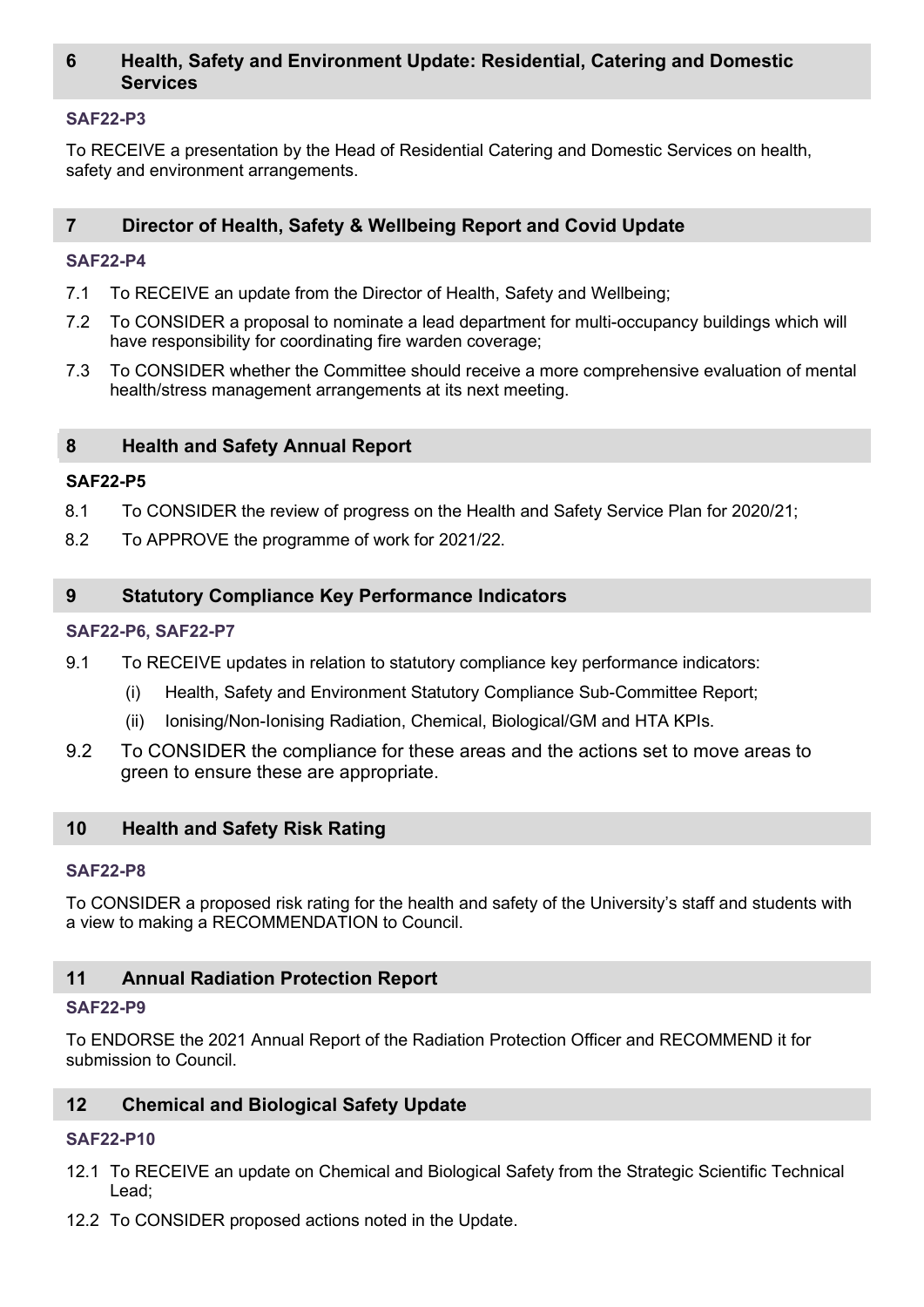## 6 Health, Safety and Environment Update: Residential, Catering and Domestic Services

**SAF22-P3**

To RECEIVE a presentation by the Head of Residential Catering and Domestic Services on health, safety and environment arrangements.

## 7 Director of Health, Safety & Wellbeing Report and Covid Update

**SAF22-P4**

7.1 To RECEIVE an update from the Director of Health, Safety and Wellbeing;

7.2 To CONSIDER a proposal to nominate a lead department for multi-occupancy buildings which will have responsibility for coordinating fire warden coverage;

7.3 To CONSIDER whether the Committee should receive a more comprehensive evaluation of mental health/stress management arrangements at its next meeting.

## 8 Health and Safety Annual Report

**SAF22-P5**

8.1 To CONSIDER the review of progress on the Health and Safety Service Plan for 2020/21;

8.2 To APPROVE the programme of work for 2021/22.

## 9 Statutory Compliance Key Performance Indicators

**SAF22-P6, SAF22-P7**

9.1 To RECEIVE updates in relation to statutory compliance key performance indicators:

(i) Health, Safety and Environment Statutory Compliance Sub-Committee Report;

(ii) Ionising/Non-Ionising Radiation, Chemical, Biological/GM and HTA KPIs.

9.2 To CONSIDER the compliance for these areas and the actions set to move areas to green to ensure these are appropriate.

## 10 Health and Safety Risk Rating

**SAF22-P8**

To CONSIDER a proposed risk rating for the health and safety of the University's staff and students with a view to making a RECOMMENDATION to Council.

## 11 Annual Radiation Protection Report

**SAF22-P9**

To ENDORSE the 2021 Annual Report of the Radiation Protection Officer and RECOMMEND it for submission to Council.

## 12 Chemical and Biological Safety Update

**SAF22-P10**

12.1 To RECEIVE an update on Chemical and Biological Safety from the Strategic Scientific Technical Lead;

12.2 To CONSIDER proposed actions noted in the Update.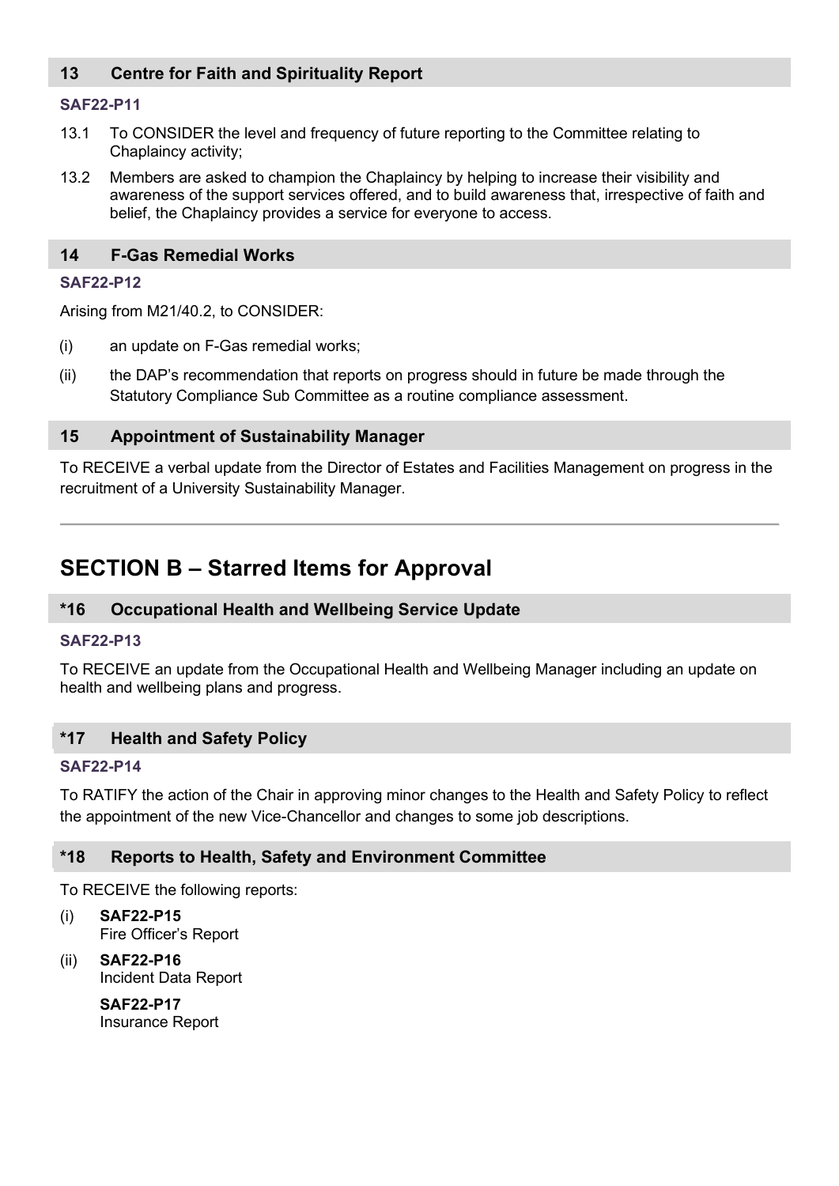### 13 Centre for Faith and Spirituality Report

**SAF22-P11**

13.1 To CONSIDER the level and frequency of future reporting to the Committee relating to Chaplaincy activity;

13.2 Members are asked to champion the Chaplaincy by helping to increase their visibility and awareness of the support services offered, and to build awareness that, irrespective of faith and belief, the Chaplaincy provides a service for everyone to access.

### 14 F-Gas Remedial Works

**SAF22-P12**

Arising from M21/40.2, to CONSIDER:

(i) an update on F-Gas remedial works;

(ii) the DAP's recommendation that reports on progress should in future be made through the Statutory Compliance Sub Committee as a routine compliance assessment.

### 15 Appointment of Sustainability Manager

To RECEIVE a verbal update from the Director of Estates and Facilities Management on progress in the recruitment of a University Sustainability Manager.

---

## SECTION B – Starred Items for Approval

### *16 Occupational Health and Wellbeing Service Update

**SAF22-P13**

To RECEIVE an update from the Occupational Health and Wellbeing Manager including an update on health and wellbeing plans and progress.

### *17 Health and Safety Policy

**SAF22-P14**

To RATIFY the action of the Chair in approving minor changes to the Health and Safety Policy to reflect the appointment of the new Vice-Chancellor and changes to some job descriptions.

### *18 Reports to Health, Safety and Environment Committee

To RECEIVE the following reports:

(i) **SAF22-P15**
Fire Officer's Report

(ii) **SAF22-P16**
Incident Data Report

**SAF22-P17**
Insurance Report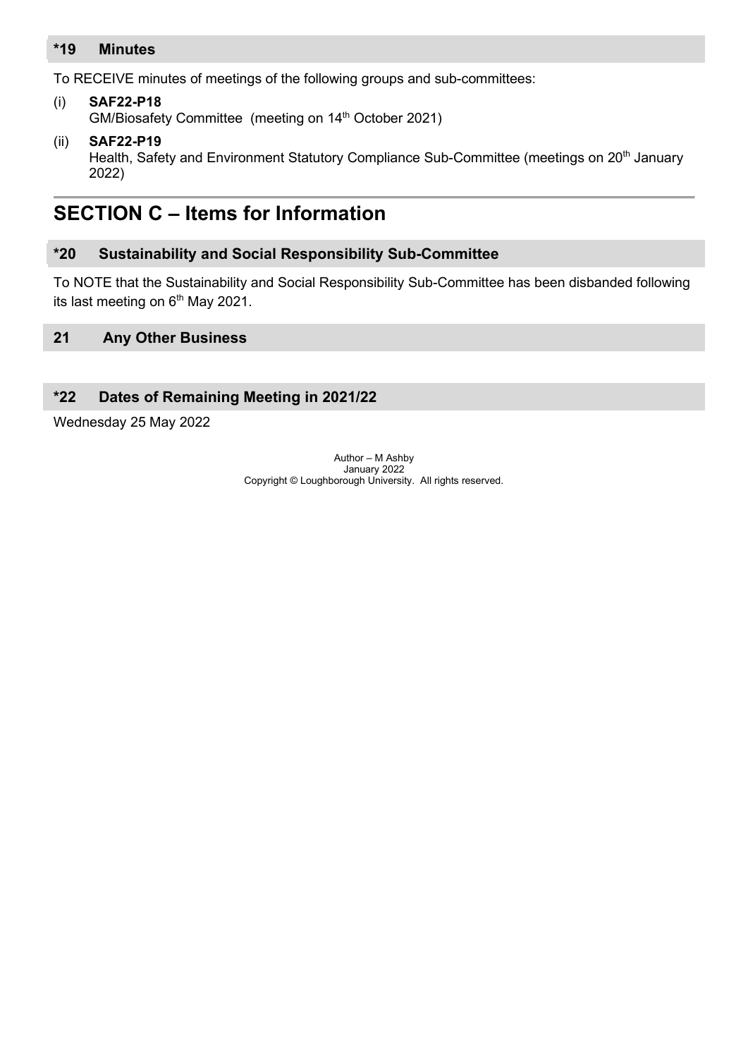### *19 Minutes

To RECEIVE minutes of meetings of the following groups and sub-committees:

(i) **SAF22-P18**
GM/Biosafety Committee (meeting on 14th October 2021)

(ii) **SAF22-P19**
Health, Safety and Environment Statutory Compliance Sub-Committee (meetings on 20th January 2022)

---

## SECTION C – Items for Information

### *20 Sustainability and Social Responsibility Sub-Committee

To NOTE that the Sustainability and Social Responsibility Sub-Committee has been disbanded following its last meeting on 6th May 2021.

### 21 Any Other Business

### *22 Dates of Remaining Meeting in 2021/22

Wednesday 25 May 2022

Author – M Ashby
January 2022
Copyright © Loughborough University. All rights reserved.